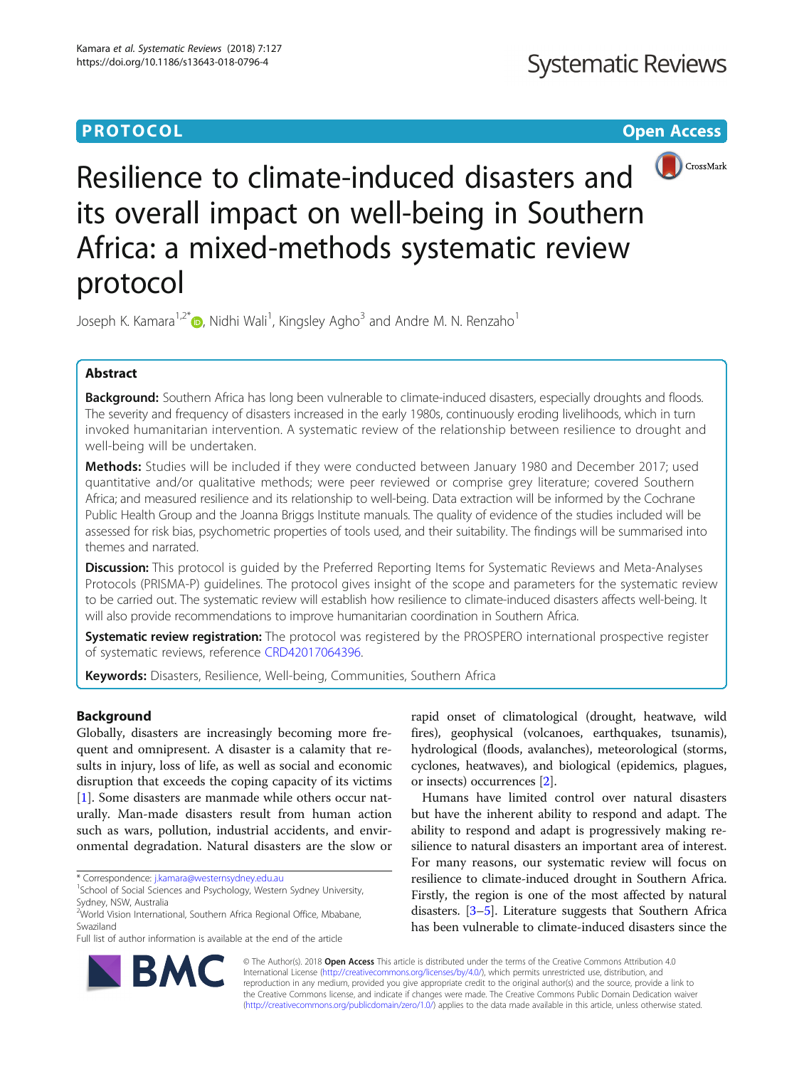PROTOCOL

Open Access

# Resilience to climate-induced disasters and its overall impact on well-being in Southern Africa: a mixed-methods systematic review protocol

Joseph K. Kamara[1,2*], Nidhi Wali[1], Kingsley Agho[3] and Andre M. N. Renzaho[1]

## Abstract

**Background:** Southern Africa has long been vulnerable to climate-induced disasters, especially droughts and floods. The severity and frequency of disasters increased in the early 1980s, continuously eroding livelihoods, which in turn invoked humanitarian intervention. A systematic review of the relationship between resilience to drought and well-being will be undertaken.

**Methods:** Studies will be included if they were conducted between January 1980 and December 2017; used quantitative and/or qualitative methods; were peer reviewed or comprise grey literature; covered Southern Africa; and measured resilience and its relationship to well-being. Data extraction will be informed by the Cochrane Public Health Group and the Joanna Briggs Institute manuals. The quality of evidence of the studies included will be assessed for risk bias, psychometric properties of tools used, and their suitability. The findings will be summarised into themes and narrated.

**Discussion:** This protocol is guided by the Preferred Reporting Items for Systematic Reviews and Meta-Analyses Protocols (PRISMA-P) guidelines. The protocol gives insight of the scope and parameters for the systematic review to be carried out. The systematic review will establish how resilience to climate-induced disasters affects well-being. It will also provide recommendations to improve humanitarian coordination in Southern Africa.

**Systematic review registration:** The protocol was registered by the PROSPERO international prospective register of systematic reviews, reference CRD42017064396.

**Keywords:** Disasters, Resilience, Well-being, Communities, Southern Africa

## Background

Globally, disasters are increasingly becoming more frequent and omnipresent. A disaster is a calamity that results in injury, loss of life, as well as social and economic disruption that exceeds the coping capacity of its victims [1]. Some disasters are manmade while others occur naturally. Man-made disasters result from human action such as wars, pollution, industrial accidents, and environmental degradation. Natural disasters are the slow or rapid onset of climatological (drought, heatwave, wild fires), geophysical (volcanoes, earthquakes, tsunamis), hydrological (floods, avalanches), meteorological (storms, cyclones, heatwaves), and biological (epidemics, plagues, or insects) occurrences [2].

Humans have limited control over natural disasters but have the inherent ability to respond and adapt. The ability to respond and adapt is progressively making resilience to natural disasters an important area of interest. For many reasons, our systematic review will focus on resilience to climate-induced drought in Southern Africa. Firstly, the region is one of the most affected by natural disasters. [3–5]. Literature suggests that Southern Africa has been vulnerable to climate-induced disasters since the

\* Correspondence: j.kamara@westernsydney.edu.au
[1]School of Social Sciences and Psychology, Western Sydney University, Sydney, NSW, Australia
[2]World Vision International, Southern Africa Regional Office, Mbabane, Swaziland
Full list of author information is available at the end of the article

© The Author(s). 2018 **Open Access** This article is distributed under the terms of the Creative Commons Attribution 4.0 International License (http://creativecommons.org/licenses/by/4.0/), which permits unrestricted use, distribution, and reproduction in any medium, provided you give appropriate credit to the original author(s) and the source, provide a link to the Creative Commons license, and indicate if changes were made. The Creative Commons Public Domain Dedication waiver (http://creativecommons.org/publicdomain/zero/1.0/) applies to the data made available in this article, unless otherwise stated.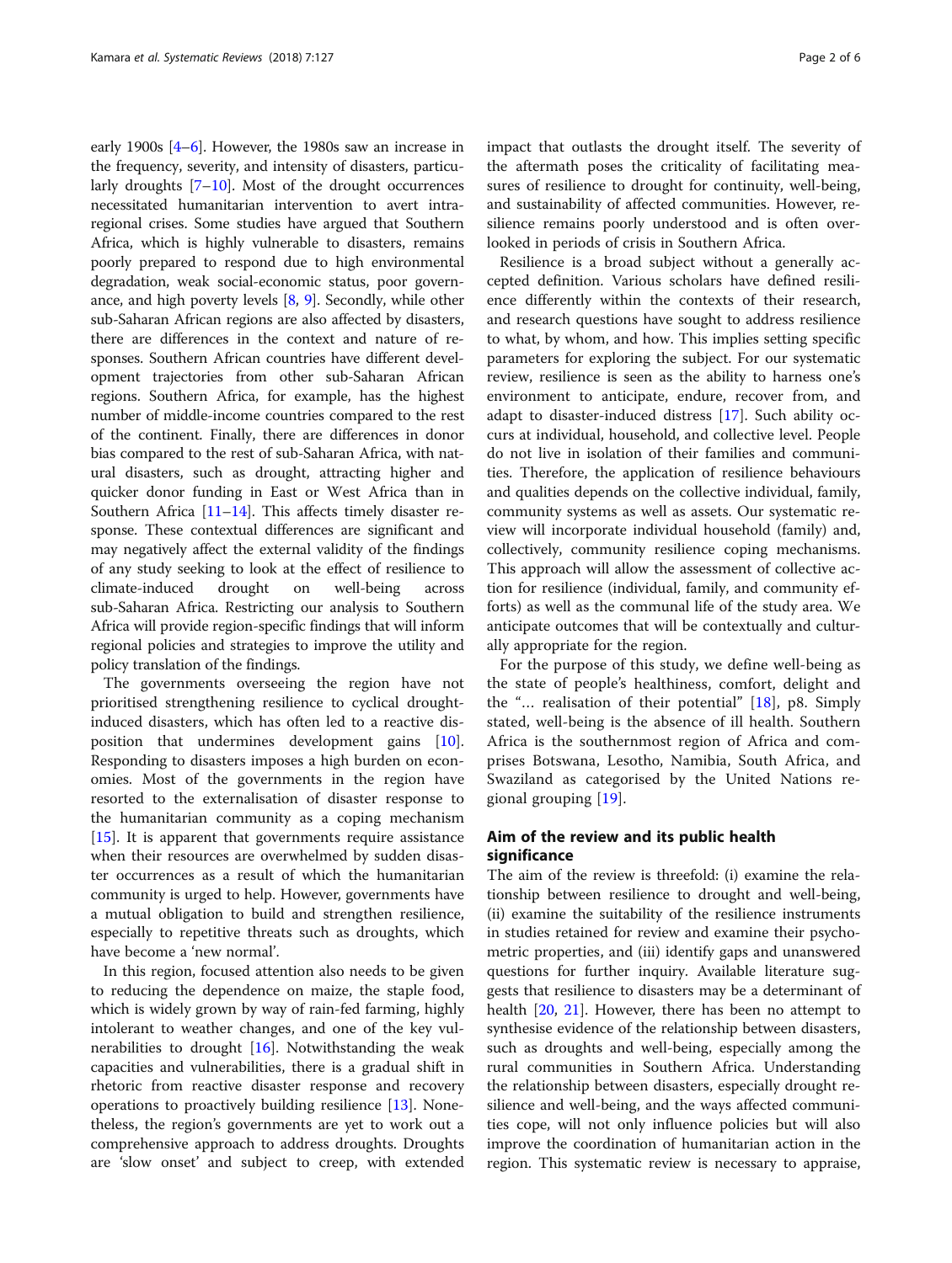early 1900s [4–6]. However, the 1980s saw an increase in the frequency, severity, and intensity of disasters, particularly droughts [7–10]. Most of the drought occurrences necessitated humanitarian intervention to avert intra-regional crises. Some studies have argued that Southern Africa, which is highly vulnerable to disasters, remains poorly prepared to respond due to high environmental degradation, weak social-economic status, poor governance, and high poverty levels [8, 9]. Secondly, while other sub-Saharan African regions are also affected by disasters, there are differences in the context and nature of responses. Southern African countries have different development trajectories from other sub-Saharan African regions. Southern Africa, for example, has the highest number of middle-income countries compared to the rest of the continent. Finally, there are differences in donor bias compared to the rest of sub-Saharan Africa, with natural disasters, such as drought, attracting higher and quicker donor funding in East or West Africa than in Southern Africa [11–14]. This affects timely disaster response. These contextual differences are significant and may negatively affect the external validity of the findings of any study seeking to look at the effect of resilience to climate-induced drought on well-being across sub-Saharan Africa. Restricting our analysis to Southern Africa will provide region-specific findings that will inform regional policies and strategies to improve the utility and policy translation of the findings.

The governments overseeing the region have not prioritised strengthening resilience to cyclical drought-induced disasters, which has often led to a reactive disposition that undermines development gains [10]. Responding to disasters imposes a high burden on economies. Most of the governments in the region have resorted to the externalisation of disaster response to the humanitarian community as a coping mechanism [15]. It is apparent that governments require assistance when their resources are overwhelmed by sudden disaster occurrences as a result of which the humanitarian community is urged to help. However, governments have a mutual obligation to build and strengthen resilience, especially to repetitive threats such as droughts, which have become a 'new normal'.

In this region, focused attention also needs to be given to reducing the dependence on maize, the staple food, which is widely grown by way of rain-fed farming, highly intolerant to weather changes, and one of the key vulnerabilities to drought [16]. Notwithstanding the weak capacities and vulnerabilities, there is a gradual shift in rhetoric from reactive disaster response and recovery operations to proactively building resilience [13]. Nonetheless, the region's governments are yet to work out a comprehensive approach to address droughts. Droughts are 'slow onset' and subject to creep, with extended impact that outlasts the drought itself. The severity of the aftermath poses the criticality of facilitating measures of resilience to drought for continuity, well-being, and sustainability of affected communities. However, resilience remains poorly understood and is often overlooked in periods of crisis in Southern Africa.

Resilience is a broad subject without a generally accepted definition. Various scholars have defined resilience differently within the contexts of their research, and research questions have sought to address resilience to what, by whom, and how. This implies setting specific parameters for exploring the subject. For our systematic review, resilience is seen as the ability to harness one's environment to anticipate, endure, recover from, and adapt to disaster-induced distress [17]. Such ability occurs at individual, household, and collective level. People do not live in isolation of their families and communities. Therefore, the application of resilience behaviours and qualities depends on the collective individual, family, community systems as well as assets. Our systematic review will incorporate individual household (family) and, collectively, community resilience coping mechanisms. This approach will allow the assessment of collective action for resilience (individual, family, and community efforts) as well as the communal life of the study area. We anticipate outcomes that will be contextually and culturally appropriate for the region.

For the purpose of this study, we define well-being as the state of people's healthiness, comfort, delight and the "… realisation of their potential" [18], p8. Simply stated, well-being is the absence of ill health. Southern Africa is the southernmost region of Africa and comprises Botswana, Lesotho, Namibia, South Africa, and Swaziland as categorised by the United Nations regional grouping [19].

## Aim of the review and its public health significance

The aim of the review is threefold: (i) examine the relationship between resilience to drought and well-being, (ii) examine the suitability of the resilience instruments in studies retained for review and examine their psychometric properties, and (iii) identify gaps and unanswered questions for further inquiry. Available literature suggests that resilience to disasters may be a determinant of health [20, 21]. However, there has been no attempt to synthesise evidence of the relationship between disasters, such as droughts and well-being, especially among the rural communities in Southern Africa. Understanding the relationship between disasters, especially drought resilience and well-being, and the ways affected communities cope, will not only influence policies but will also improve the coordination of humanitarian action in the region. This systematic review is necessary to appraise,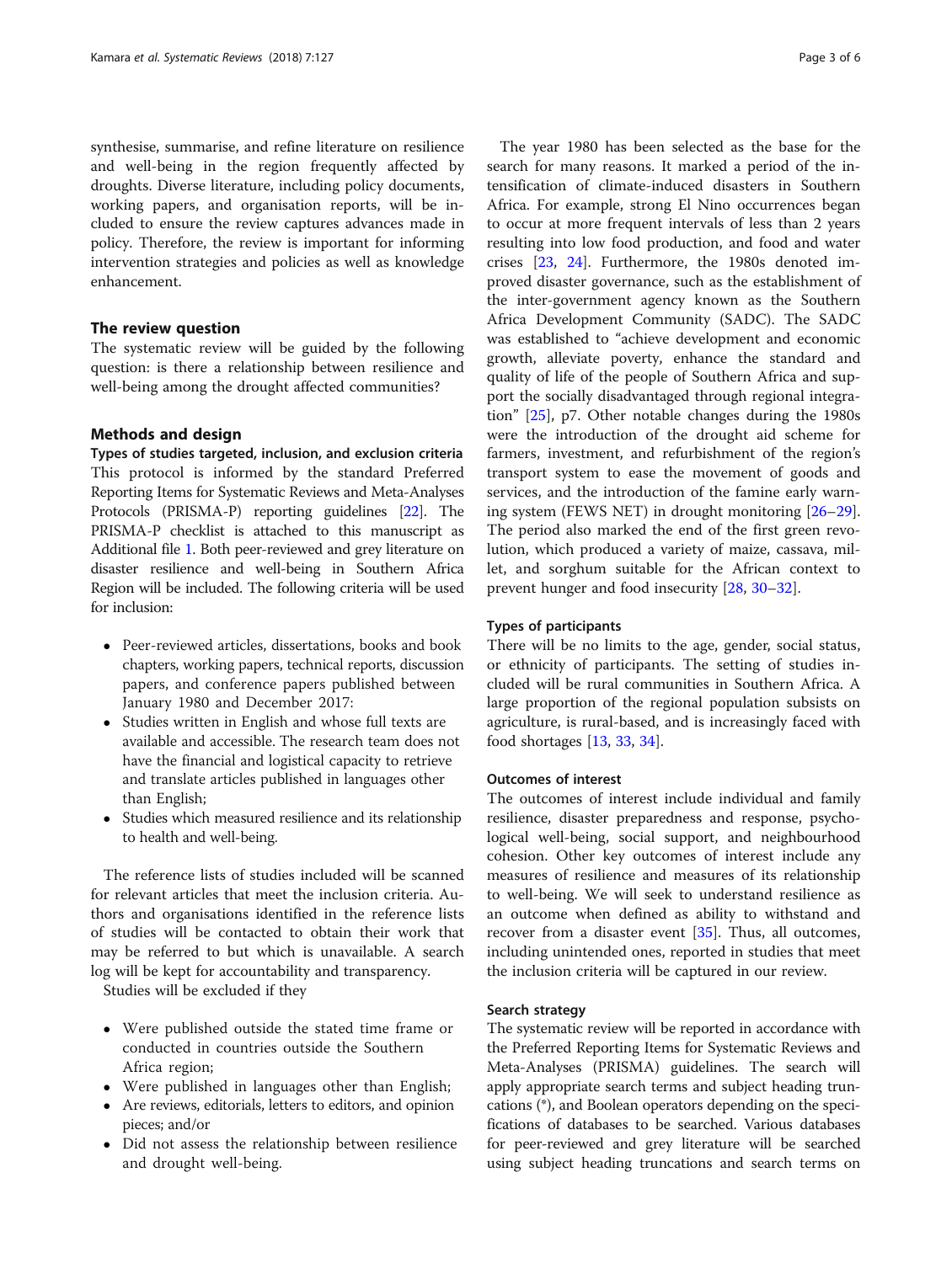synthesise, summarise, and refine literature on resilience and well-being in the region frequently affected by droughts. Diverse literature, including policy documents, working papers, and organisation reports, will be included to ensure the review captures advances made in policy. Therefore, the review is important for informing intervention strategies and policies as well as knowledge enhancement.

## The review question

The systematic review will be guided by the following question: is there a relationship between resilience and well-being among the drought affected communities?

## Methods and design

### Types of studies targeted, inclusion, and exclusion criteria

This protocol is informed by the standard Preferred Reporting Items for Systematic Reviews and Meta-Analyses Protocols (PRISMA-P) reporting guidelines [22]. The PRISMA-P checklist is attached to this manuscript as Additional file 1. Both peer-reviewed and grey literature on disaster resilience and well-being in Southern Africa Region will be included. The following criteria will be used for inclusion:

- Peer-reviewed articles, dissertations, books and book chapters, working papers, technical reports, discussion papers, and conference papers published between January 1980 and December 2017:
- Studies written in English and whose full texts are available and accessible. The research team does not have the financial and logistical capacity to retrieve and translate articles published in languages other than English;
- Studies which measured resilience and its relationship to health and well-being.

The reference lists of studies included will be scanned for relevant articles that meet the inclusion criteria. Authors and organisations identified in the reference lists of studies will be contacted to obtain their work that may be referred to but which is unavailable. A search log will be kept for accountability and transparency.

Studies will be excluded if they

- Were published outside the stated time frame or conducted in countries outside the Southern Africa region;
- Were published in languages other than English;
- Are reviews, editorials, letters to editors, and opinion pieces; and/or
- Did not assess the relationship between resilience and drought well-being.

The year 1980 has been selected as the base for the search for many reasons. It marked a period of the intensification of climate-induced disasters in Southern Africa. For example, strong El Nino occurrences began to occur at more frequent intervals of less than 2 years resulting into low food production, and food and water crises [23, 24]. Furthermore, the 1980s denoted improved disaster governance, such as the establishment of the inter-government agency known as the Southern Africa Development Community (SADC). The SADC was established to "achieve development and economic growth, alleviate poverty, enhance the standard and quality of life of the people of Southern Africa and support the socially disadvantaged through regional integration" [25], p7. Other notable changes during the 1980s were the introduction of the drought aid scheme for farmers, investment, and refurbishment of the region's transport system to ease the movement of goods and services, and the introduction of the famine early warning system (FEWS NET) in drought monitoring [26–29]. The period also marked the end of the first green revolution, which produced a variety of maize, cassava, millet, and sorghum suitable for the African context to prevent hunger and food insecurity [28, 30–32].

### Types of participants

There will be no limits to the age, gender, social status, or ethnicity of participants. The setting of studies included will be rural communities in Southern Africa. A large proportion of the regional population subsists on agriculture, is rural-based, and is increasingly faced with food shortages [13, 33, 34].

### Outcomes of interest

The outcomes of interest include individual and family resilience, disaster preparedness and response, psychological well-being, social support, and neighbourhood cohesion. Other key outcomes of interest include any measures of resilience and measures of its relationship to well-being. We will seek to understand resilience as an outcome when defined as ability to withstand and recover from a disaster event [35]. Thus, all outcomes, including unintended ones, reported in studies that meet the inclusion criteria will be captured in our review.

### Search strategy

The systematic review will be reported in accordance with the Preferred Reporting Items for Systematic Reviews and Meta-Analyses (PRISMA) guidelines. The search will apply appropriate search terms and subject heading truncations (*), and Boolean operators depending on the specifications of databases to be searched. Various databases for peer-reviewed and grey literature will be searched using subject heading truncations and search terms on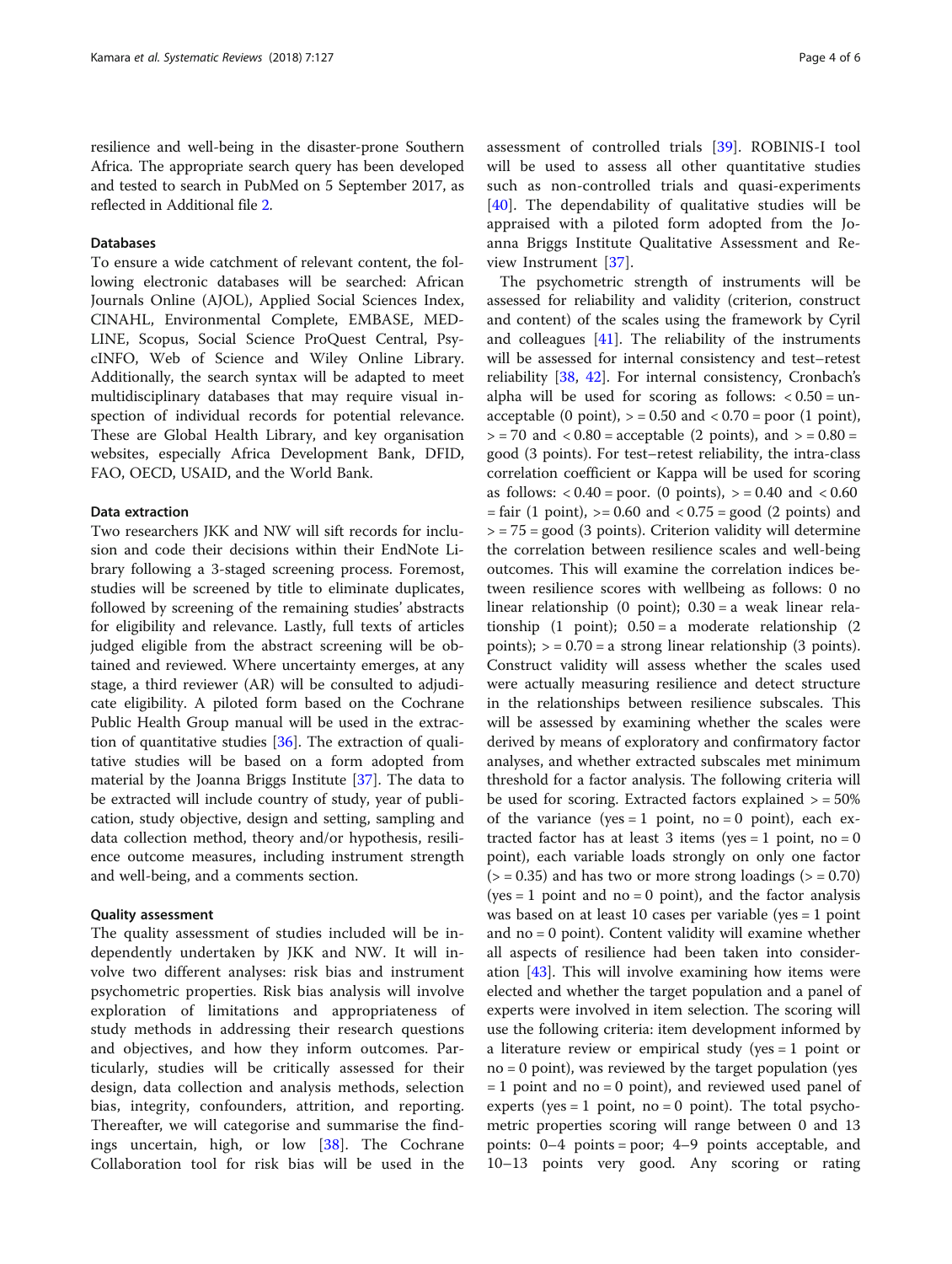resilience and well-being in the disaster-prone Southern Africa. The appropriate search query has been developed and tested to search in PubMed on 5 September 2017, as reflected in Additional file 2.

### Databases

To ensure a wide catchment of relevant content, the following electronic databases will be searched: African Journals Online (AJOL), Applied Social Sciences Index, CINAHL, Environmental Complete, EMBASE, MEDLINE, Scopus, Social Science ProQuest Central, PsycINFO, Web of Science and Wiley Online Library. Additionally, the search syntax will be adapted to meet multidisciplinary databases that may require visual inspection of individual records for potential relevance. These are Global Health Library, and key organisation websites, especially Africa Development Bank, DFID, FAO, OECD, USAID, and the World Bank.

### Data extraction

Two researchers JKK and NW will sift records for inclusion and code their decisions within their EndNote Library following a 3-staged screening process. Foremost, studies will be screened by title to eliminate duplicates, followed by screening of the remaining studies' abstracts for eligibility and relevance. Lastly, full texts of articles judged eligible from the abstract screening will be obtained and reviewed. Where uncertainty emerges, at any stage, a third reviewer (AR) will be consulted to adjudicate eligibility. A piloted form based on the Cochrane Public Health Group manual will be used in the extraction of quantitative studies [36]. The extraction of qualitative studies will be based on a form adopted from material by the Joanna Briggs Institute [37]. The data to be extracted will include country of study, year of publication, study objective, design and setting, sampling and data collection method, theory and/or hypothesis, resilience outcome measures, including instrument strength and well-being, and a comments section.

### Quality assessment

The quality assessment of studies included will be independently undertaken by JKK and NW. It will involve two different analyses: risk bias and instrument psychometric properties. Risk bias analysis will involve exploration of limitations and appropriateness of study methods in addressing their research questions and objectives, and how they inform outcomes. Particularly, studies will be critically assessed for their design, data collection and analysis methods, selection bias, integrity, confounders, attrition, and reporting. Thereafter, we will categorise and summarise the findings uncertain, high, or low [38]. The Cochrane Collaboration tool for risk bias will be used in the assessment of controlled trials [39]. ROBINIS-I tool will be used to assess all other quantitative studies such as non-controlled trials and quasi-experiments [40]. The dependability of qualitative studies will be appraised with a piloted form adopted from the Joanna Briggs Institute Qualitative Assessment and Review Instrument [37].

The psychometric strength of instruments will be assessed for reliability and validity (criterion, construct and content) of the scales using the framework by Cyril and colleagues [41]. The reliability of the instruments will be assessed for internal consistency and test–retest reliability [38, 42]. For internal consistency, Cronbach's alpha will be used for scoring as follows: < 0.50 = unacceptable (0 point), > = 0.50 and < 0.70 = poor (1 point), > = 70 and < 0.80 = acceptable (2 points), and > = 0.80 = good (3 points). For test–retest reliability, the intra-class correlation coefficient or Kappa will be used for scoring as follows: < 0.40 = poor. (0 points), > = 0.40 and < 0.60 = fair (1 point), >= 0.60 and < 0.75 = good (2 points) and > = 75 = good (3 points). Criterion validity will determine the correlation between resilience scales and well-being outcomes. This will examine the correlation indices between resilience scores with wellbeing as follows: 0 no linear relationship (0 point); 0.30 = a weak linear relationship (1 point); 0.50 = a moderate relationship (2 points); > = 0.70 = a strong linear relationship (3 points). Construct validity will assess whether the scales used were actually measuring resilience and detect structure in the relationships between resilience subscales. This will be assessed by examining whether the scales were derived by means of exploratory and confirmatory factor analyses, and whether extracted subscales met minimum threshold for a factor analysis. The following criteria will be used for scoring. Extracted factors explained > = 50% of the variance (yes = 1 point, no = 0 point), each extracted factor has at least 3 items (yes = 1 point, no = 0 point), each variable loads strongly on only one factor (> = 0.35) and has two or more strong loadings (> = 0.70) (yes = 1 point and no = 0 point), and the factor analysis was based on at least 10 cases per variable (yes = 1 point and no = 0 point). Content validity will examine whether all aspects of resilience had been taken into consideration [43]. This will involve examining how items were elected and whether the target population and a panel of experts were involved in item selection. The scoring will use the following criteria: item development informed by a literature review or empirical study (yes = 1 point or no = 0 point), was reviewed by the target population (yes = 1 point and no = 0 point), and reviewed used panel of experts (yes = 1 point, no = 0 point). The total psychometric properties scoring will range between 0 and 13 points: 0–4 points = poor; 4–9 points acceptable, and 10–13 points very good. Any scoring or rating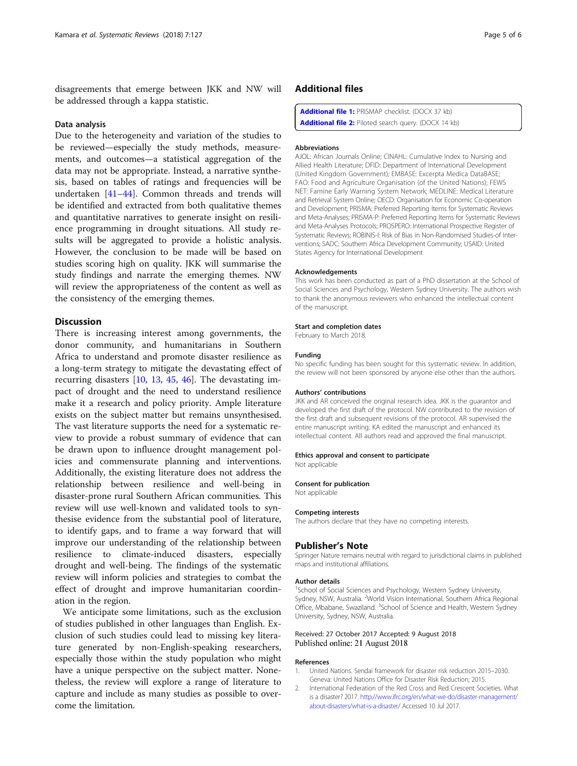disagreements that emerge between JKK and NW will be addressed through a kappa statistic.

### Data analysis

Due to the heterogeneity and variation of the studies to be reviewed—especially the study methods, measurements, and outcomes—a statistical aggregation of the data may not be appropriate. Instead, a narrative synthesis, based on tables of ratings and frequencies will be undertaken [41–44]. Common threads and trends will be identified and extracted from both qualitative themes and quantitative narratives to generate insight on resilience programming in drought situations. All study results will be aggregated to provide a holistic analysis. However, the conclusion to be made will be based on studies scoring high on quality. JKK will summarise the study findings and narrate the emerging themes. NW will review the appropriateness of the content as well as the consistency of the emerging themes.

## Discussion

There is increasing interest among governments, the donor community, and humanitarians in Southern Africa to understand and promote disaster resilience as a long-term strategy to mitigate the devastating effect of recurring disasters [10, 13, 45, 46]. The devastating impact of drought and the need to understand resilience make it a research and policy priority. Ample literature exists on the subject matter but remains unsynthesised. The vast literature supports the need for a systematic review to provide a robust summary of evidence that can be drawn upon to influence drought management policies and commensurate planning and interventions. Additionally, the existing literature does not address the relationship between resilience and well-being in disaster-prone rural Southern African communities. This review will use well-known and validated tools to synthesise evidence from the substantial pool of literature, to identify gaps, and to frame a way forward that will improve our understanding of the relationship between resilience to climate-induced disasters, especially drought and well-being. The findings of the systematic review will inform policies and strategies to combat the effect of drought and improve humanitarian coordination in the region.

We anticipate some limitations, such as the exclusion of studies published in other languages than English. Exclusion of such studies could lead to missing key literature generated by non-English-speaking researchers, especially those within the study population who might have a unique perspective on the subject matter. Nonetheless, the review will explore a range of literature to capture and include as many studies as possible to overcome the limitation.

## Additional files

**Additional file 1:** PRISMAP checklist. (DOCX 37 kb)
**Additional file 2:** Piloted search query. (DOCX 14 kb)

### Abbreviations

AJOL: African Journals Online; CINAHL: Cumulative Index to Nursing and Allied Health Literature; DFID: Department of International Development (United Kingdom Government); EMBASE: Excerpta Medica DataBASE; FAO: Food and Agriculture Organisation (of the United Nations); FEWS NET: Famine Early Warning System Network; MEDLINE: Medical Literature and Retrieval System Online; OECD: Organisation for Economic Co-operation and Development; PRISMA: Preferred Reporting Items for Systematic Reviews and Meta-Analyses; PRISMA-P: Preferred Reporting Items for Systematic Reviews and Meta-Analyses Protocols; PROSPERO: International Prospective Register of Systematic Reviews; ROBINIS-I: Risk of Bias in Non-Randomised Studies-of Interventions; SADC: Southern Africa Development Community; USAID: United States Agency for International Development

### Acknowledgements

This work has been conducted as part of a PhD dissertation at the School of Social Sciences and Psychology, Western Sydney University. The authors wish to thank the anonymous reviewers who enhanced the intellectual content of the manuscript.

### Start and completion dates

February to March 2018.

### Funding

No specific funding has been sought for this systematic review. In addition, the review will not been sponsored by anyone else other than the authors.

### Authors' contributions

JKK and AR conceived the original research idea. JKK is the guarantor and developed the first draft of the protocol. NW contributed to the revision of the first draft and subsequent revisions of the protocol. AR supervised the entire manuscript writing. KA edited the manuscript and enhanced its intellectual content. All authors read and approved the final manuscript.

### Ethics approval and consent to participate

Not applicable

### Consent for publication

Not applicable

### Competing interests

The authors declare that they have no competing interests.

## Publisher's Note

Springer Nature remains neutral with regard to jurisdictional claims in published maps and institutional affiliations.

### Author details

[1]School of Social Sciences and Psychology, Western Sydney University, Sydney, NSW, Australia. [2]World Vision International, Southern Africa Regional Office, Mbabane, Swaziland. [3]School of Science and Health, Western Sydney University, Sydney, NSW, Australia.

Received: 27 October 2017 Accepted: 9 August 2018
Published online: 21 August 2018

### References

1. United Nations. Sendai framework for disaster risk reduction 2015–2030. Geneva: United Nations Office for Disaster Risk Reduction; 2015.
2. International Federation of the Red Cross and Red Crescent Societies. What is a disaster? 2017. http://www.ifrc.org/en/what-we-do/disaster-management/about-disasters/what-is-a-disaster/ Accessed 10 Jul 2017.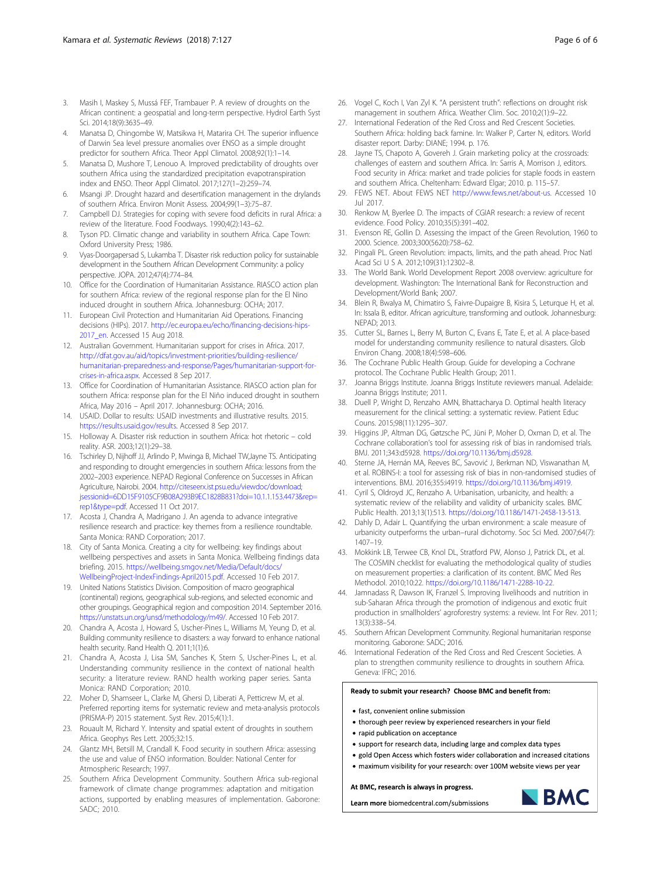3. Masih I, Maskey S, Mussá FEF, Trambauer P. A review of droughts on the African continent: a geospatial and long-term perspective. Hydrol Earth Syst Sci. 2014;18(9):3635–49.
4. Manatsa D, Chingombe W, Matsikwa H, Matarira CH. The superior influence of Darwin Sea level pressure anomalies over ENSO as a simple drought predictor for southern Africa. Theor Appl Climatol. 2008;92(1):1–14.
5. Manatsa D, Mushore T, Lenouo A. Improved predictability of droughts over southern Africa using the standardized precipitation evapotranspiration index and ENSO. Theor Appl Climatol. 2017;127(1–2):259–74.
6. Msangi JP. Drought hazard and desertification management in the drylands of southern Africa. Environ Monit Assess. 2004;99(1–3):75–87.
7. Campbell DJ. Strategies for coping with severe food deficits in rural Africa: a review of the literature. Food Foodways. 1990;4(2):143–62.
8. Tyson PD. Climatic change and variability in southern Africa. Cape Town: Oxford University Press; 1986.
9. Vyas-Doorgapersad S, Lukamba T. Disaster risk reduction policy for sustainable development in the Southern African Development Community: a policy perspective. JOPA. 2012;47(4):774–84.
10. Office for the Coordination of Humanitarian Assistance. RIASCO action plan for southern Africa: review of the regional response plan for the El Nino induced drought in southern Africa. Johannesburg: OCHA; 2017.
11. European Civil Protection and Humanitarian Aid Operations. Financing decisions (HIPs). 2017. http://ec.europa.eu/echo/financing-decisions-hips-2017_en. Accessed 15 Aug 2018.
12. Australian Government. Humanitarian support for crises in Africa. 2017. http://dfat.gov.au/aid/topics/investment-priorities/building-resilience/humanitarian-preparedness-and-response/Pages/humanitarian-support-for-crises-in-africa.aspx. Accessed 8 Sep 2017.
13. Office for Coordination of Humanitarian Assistance. RIASCO action plan for southern Africa: response plan for the El Niño induced drought in southern Africa, May 2016 – April 2017. Johannesburg: OCHA; 2016.
14. USAID. Dollar to results: USAID investments and illustrative results. 2015. https://results.usaid.gov/results. Accessed 8 Sep 2017.
15. Holloway A. Disaster risk reduction in southern Africa: hot rhetoric – cold reality. ASR. 2003;12(1):29–38.
16. Tschirley D, Nijhoff JJ, Arlindo P, Mwinga B, Michael TW,Jayne TS. Anticipating and responding to drought emergencies in southern Africa: lessons from the 2002–2003 experience. NEPAD Regional Conference on Successes in African Agriculture, Nairobi. 2004. http://citeseerx.ist.psu.edu/viewdoc/download;jsessionid=6DD15F9105CF9B08A293B9EC1828B831?doi=10.1.1.153.4473&rep=rep1&type=pdf. Accessed 11 Oct 2017.
17. Acosta J, Chandra A, Madrigano J. An agenda to advance integrative resilience research and practice: key themes from a resilience roundtable. Santa Monica: RAND Corporation; 2017.
18. City of Santa Monica. Creating a city for wellbeing: key findings about wellbeing perspectives and assets in Santa Monica. Wellbeing findings data briefing. 2015. https://wellbeing.smgov.net/Media/Default/docs/WellbeingProject-IndexFindings-April2015.pdf. Accessed 10 Feb 2017.
19. United Nations Statistics Division. Composition of macro geographical (continental) regions, geographical sub-regions, and selected economic and other groupings. Geographical region and composition 2014. September 2016. https://unstats.un.org/unsd/methodology/m49/. Accessed 10 Feb 2017.
20. Chandra A, Acosta J, Howard S, Uscher-Pines L, Williams M, Yeung D, et al. Building community resilience to disasters: a way forward to enhance national health security. Rand Health Q. 2011;1(1):6.
21. Chandra A, Acosta J, Lisa SM, Sanches K, Stern S, Uscher-Pines L, et al. Understanding community resilience in the context of national health security: a literature review. RAND health working paper series. Santa Monica: RAND Corporation; 2010.
22. Moher D, Shamseer L, Clarke M, Ghersi D, Liberati A, Petticrew M, et al. Preferred reporting items for systematic review and meta-analysis protocols (PRISMA-P) 2015 statement. Syst Rev. 2015;4(1):1.
23. Rouault M, Richard Y. Intensity and spatial extent of droughts in southern Africa. Geophys Res Lett. 2005;32:15.
24. Glantz MH, Betsill M, Crandall K. Food security in southern Africa: assessing the use and value of ENSO information. Boulder: National Center for Atmospheric Research; 1997.
25. Southern Africa Development Community. Southern Africa sub-regional framework of climate change programmes: adaptation and mitigation actions, supported by enabling measures of implementation. Gaborone: SADC; 2010.
26. Vogel C, Koch I, Van Zyl K. "A persistent truth": reflections on drought risk management in southern Africa. Weather Clim. Soc. 2010;2(1):9–22.
27. International Federation of the Red Cross and Red Crescent Societies. Southern Africa: holding back famine. In: Walker P, Carter N, editors. World disaster report. Darby: DIANE; 1994. p. 176.
28. Jayne TS, Chapoto A, Govereh J. Grain marketing policy at the crossroads: challenges of eastern and southern Africa. In: Sarris A, Morrison J, editors. Food security in Africa: market and trade policies for staple foods in eastern and southern Africa. Cheltenham: Edward Elgar; 2010. p. 115–57.
29. FEWS NET. About FEWS NET http://www.fews.net/about-us. Accessed 10 Jul 2017.
30. Renkow M, Byerlee D. The impacts of CGIAR research: a review of recent evidence. Food Policy. 2010;35(5):391–402.
31. Evenson RE, Gollin D. Assessing the impact of the Green Revolution, 1960 to 2000. Science. 2003;300(5620):758–62.
32. Pingali PL. Green Revolution: impacts, limits, and the path ahead. Proc Natl Acad Sci U S A. 2012;109(31):12302–8.
33. The World Bank. World Development Report 2008 overview: agriculture for development. Washington: The International Bank for Reconstruction and Development/World Bank; 2007.
34. Blein R, Bwalya M, Chimatiro S, Faivre-Dupaigre B, Kisira S, Leturque H, et al. In: Issala B, editor. African agriculture, transforming and outlook. Johannesburg: NEPAD; 2013.
35. Cutter SL, Barnes L, Berry M, Burton C, Evans E, Tate E, et al. A place-based model for understanding community resilience to natural disasters. Glob Environ Chang. 2008;18(4):598–606.
36. The Cochrane Public Health Group. Guide for developing a Cochrane protocol. The Cochrane Public Health Group; 2011.
37. Joanna Briggs Institute. Joanna Briggs Institute reviewers manual. Adelaide: Joanna Briggs Institute; 2011.
38. Duell P, Wright D, Renzaho AMN, Bhattacharya D. Optimal health literacy measurement for the clinical setting: a systematic review. Patient Educ Couns. 2015;98(11):1295–307.
39. Higgins JP, Altman DG, Gøtzsche PC, Jüni P, Moher D, Oxman D, et al. The Cochrane collaboration's tool for assessing risk of bias in randomised trials. BMJ. 2011;343:d5928. https://doi.org/10.1136/bmj.d5928.
40. Sterne JA, Hernán MA, Reeves BC, Savović J, Berkman ND, Viswanathan M, et al. ROBINS-I: a tool for assessing risk of bias in non-randomised studies of interventions. BMJ. 2016;355:i4919. https://doi.org/10.1136/bmj.i4919.
41. Cyril S, Oldroyd JC, Renzaho A. Urbanisation, urbanicity, and health: a systematic review of the reliability and validity of urbanicity scales. BMC Public Health. 2013;13(1):513. https://doi.org/10.1186/1471-2458-13-513.
42. Dahly D, Adair L. Quantifying the urban environment: a scale measure of urbanicity outperforms the urban–rural dichotomy. Soc Sci Med. 2007;64(7):1407–19.
43. Mokkink LB, Terwee CB, Knol DL, Stratford PW, Alonso J, Patrick DL, et al. The COSMIN checklist for evaluating the methodological quality of studies on measurement properties: a clarification of its content. BMC Med Res Methodol. 2010;10:22. https://doi.org/10.1186/1471-2288-10-22.
44. Jamnadass R, Dawson IK, Franzel S. Improving livelihoods and nutrition in sub-Saharan Africa through the promotion of indigenous and exotic fruit production in smallholders' agroforestry systems: a review. Int For Rev. 2011;13(3):338–54.
45. Southern African Development Community. Regional humanitarian response monitoring. Gaborone: SADC; 2016.
46. International Federation of the Red Cross and Red Crescent Societies. A plan to strengthen community resilience to droughts in southern Africa. Geneva: IFRC; 2016.

**Ready to submit your research? Choose BMC and benefit from:**

- fast, convenient online submission
- thorough peer review by experienced researchers in your field
- rapid publication on acceptance
- support for research data, including large and complex data types
- gold Open Access which fosters wider collaboration and increased citations
- maximum visibility for your research: over 100M website views per year

**At BMC, research is always in progress.**

**Learn more** biomedcentral.com/submissions

BMC